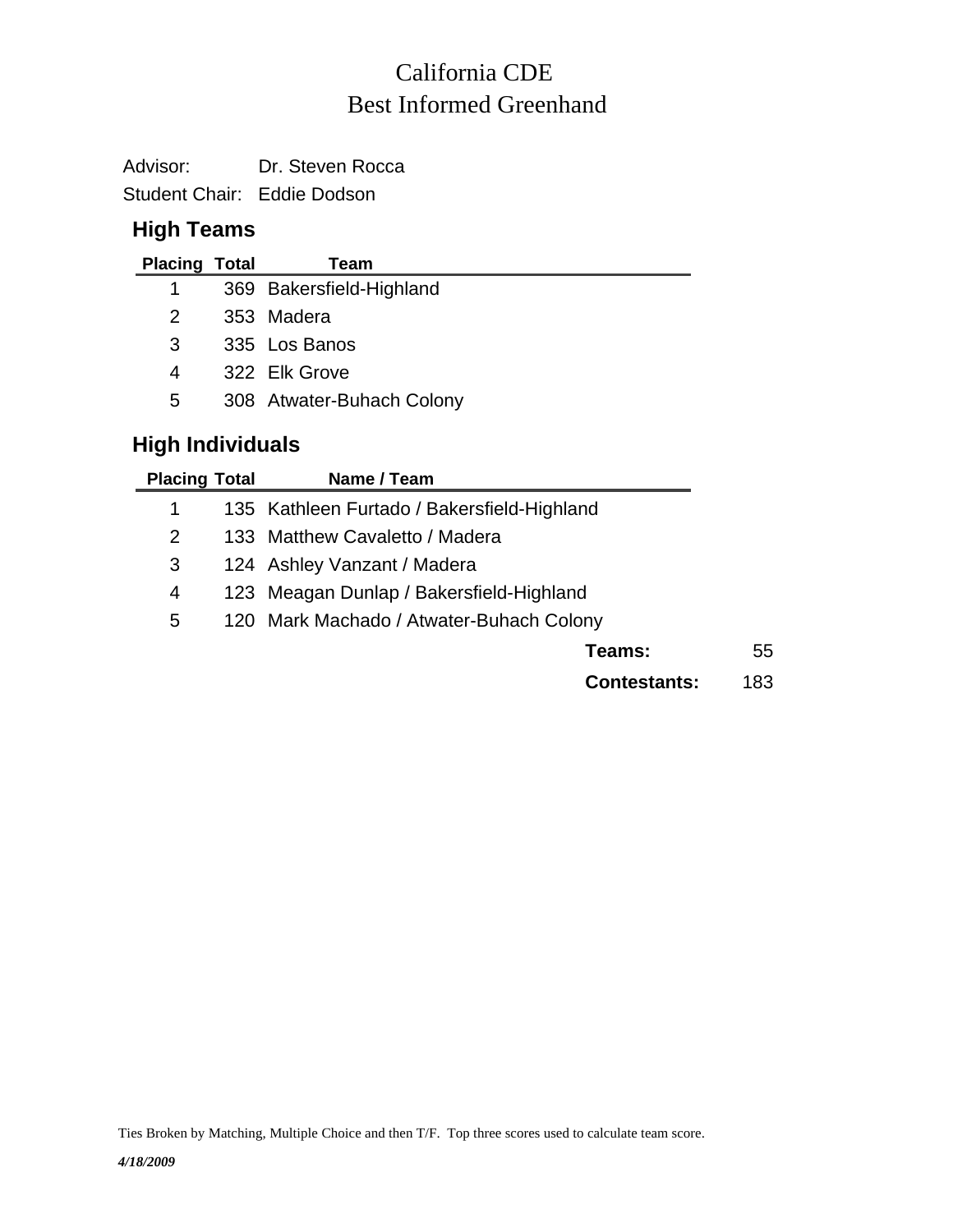# California CDE
# Best Informed Greenhand

Advisor: Dr. Steven Rocca

Student Chair: Eddie Dodson

## High Teams

| Placing | Total | Team |
|---|---|---|
| 1 | 369 | Bakersfield-Highland |
| 2 | 353 | Madera |
| 3 | 335 | Los Banos |
| 4 | 322 | Elk Grove |
| 5 | 308 | Atwater-Buhach Colony |

## High Individuals

| Placing | Total | Name / Team |
|---|---|---|
| 1 | 135 | Kathleen Furtado / Bakersfield-Highland |
| 2 | 133 | Matthew Cavaletto / Madera |
| 3 | 124 | Ashley Vanzant / Madera |
| 4 | 123 | Meagan Dunlap / Bakersfield-Highland |
| 5 | 120 | Mark Machado / Atwater-Buhach Colony |

**Teams:** 55

**Contestants:** 183

Ties Broken by Matching, Multiple Choice and then T/F. Top three scores used to calculate team score.

*4/18/2009*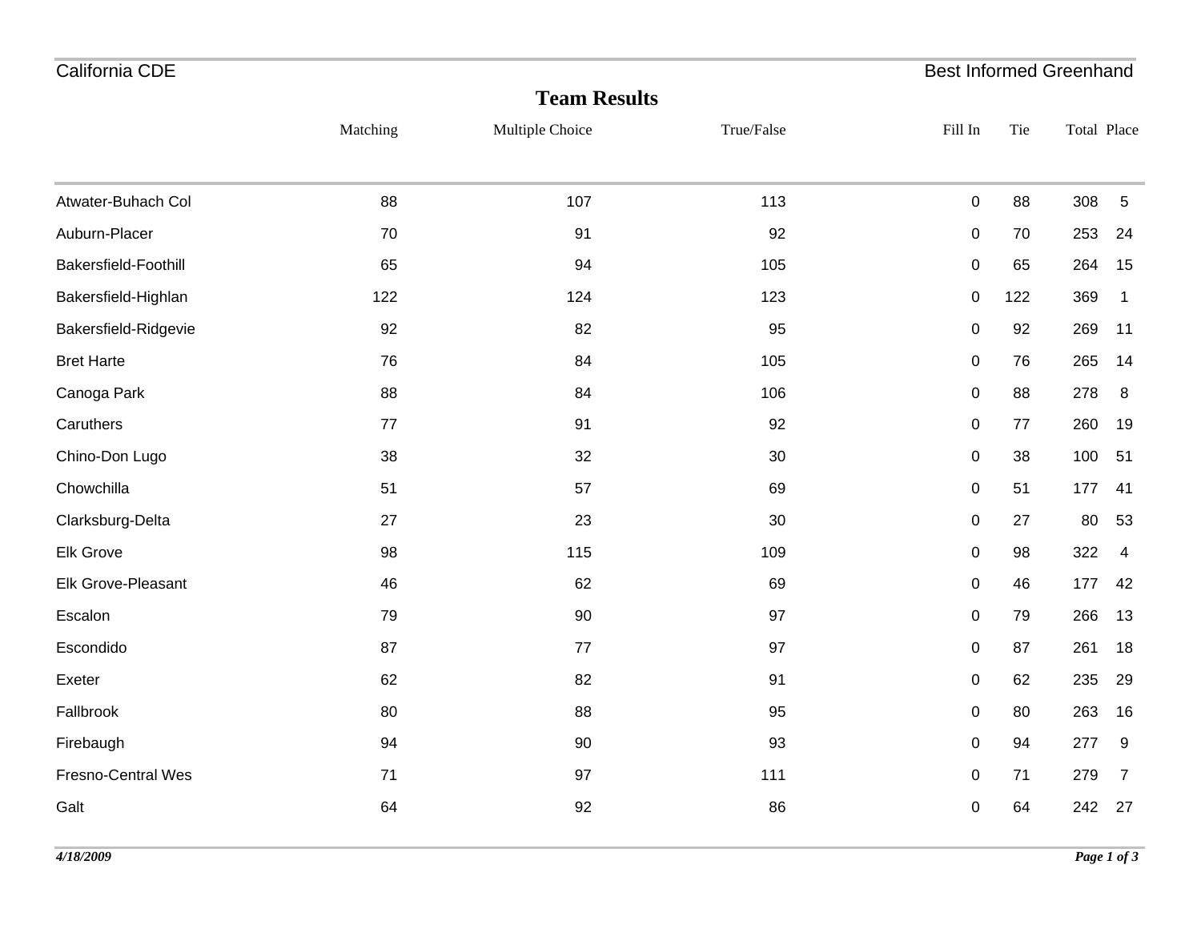California CDE — Best Informed Greenhand

## Team Results

| | Matching | Multiple Choice | True/False | Fill In | Tie | Total | Place |
|---|---|---|---|---|---|---|---|
| Atwater-Buhach Col | 88 | 107 | 113 | 0 | 88 | 308 | 5 |
| Auburn-Placer | 70 | 91 | 92 | 0 | 70 | 253 | 24 |
| Bakersfield-Foothill | 65 | 94 | 105 | 0 | 65 | 264 | 15 |
| Bakersfield-Highlan | 122 | 124 | 123 | 0 | 122 | 369 | 1 |
| Bakersfield-Ridgevie | 92 | 82 | 95 | 0 | 92 | 269 | 11 |
| Bret Harte | 76 | 84 | 105 | 0 | 76 | 265 | 14 |
| Canoga Park | 88 | 84 | 106 | 0 | 88 | 278 | 8 |
| Caruthers | 77 | 91 | 92 | 0 | 77 | 260 | 19 |
| Chino-Don Lugo | 38 | 32 | 30 | 0 | 38 | 100 | 51 |
| Chowchilla | 51 | 57 | 69 | 0 | 51 | 177 | 41 |
| Clarksburg-Delta | 27 | 23 | 30 | 0 | 27 | 80 | 53 |
| Elk Grove | 98 | 115 | 109 | 0 | 98 | 322 | 4 |
| Elk Grove-Pleasant | 46 | 62 | 69 | 0 | 46 | 177 | 42 |
| Escalon | 79 | 90 | 97 | 0 | 79 | 266 | 13 |
| Escondido | 87 | 77 | 97 | 0 | 87 | 261 | 18 |
| Exeter | 62 | 82 | 91 | 0 | 62 | 235 | 29 |
| Fallbrook | 80 | 88 | 95 | 0 | 80 | 263 | 16 |
| Firebaugh | 94 | 90 | 93 | 0 | 94 | 277 | 9 |
| Fresno-Central Wes | 71 | 97 | 111 | 0 | 71 | 279 | 7 |
| Galt | 64 | 92 | 86 | 0 | 64 | 242 | 27 |

*4/18/2009*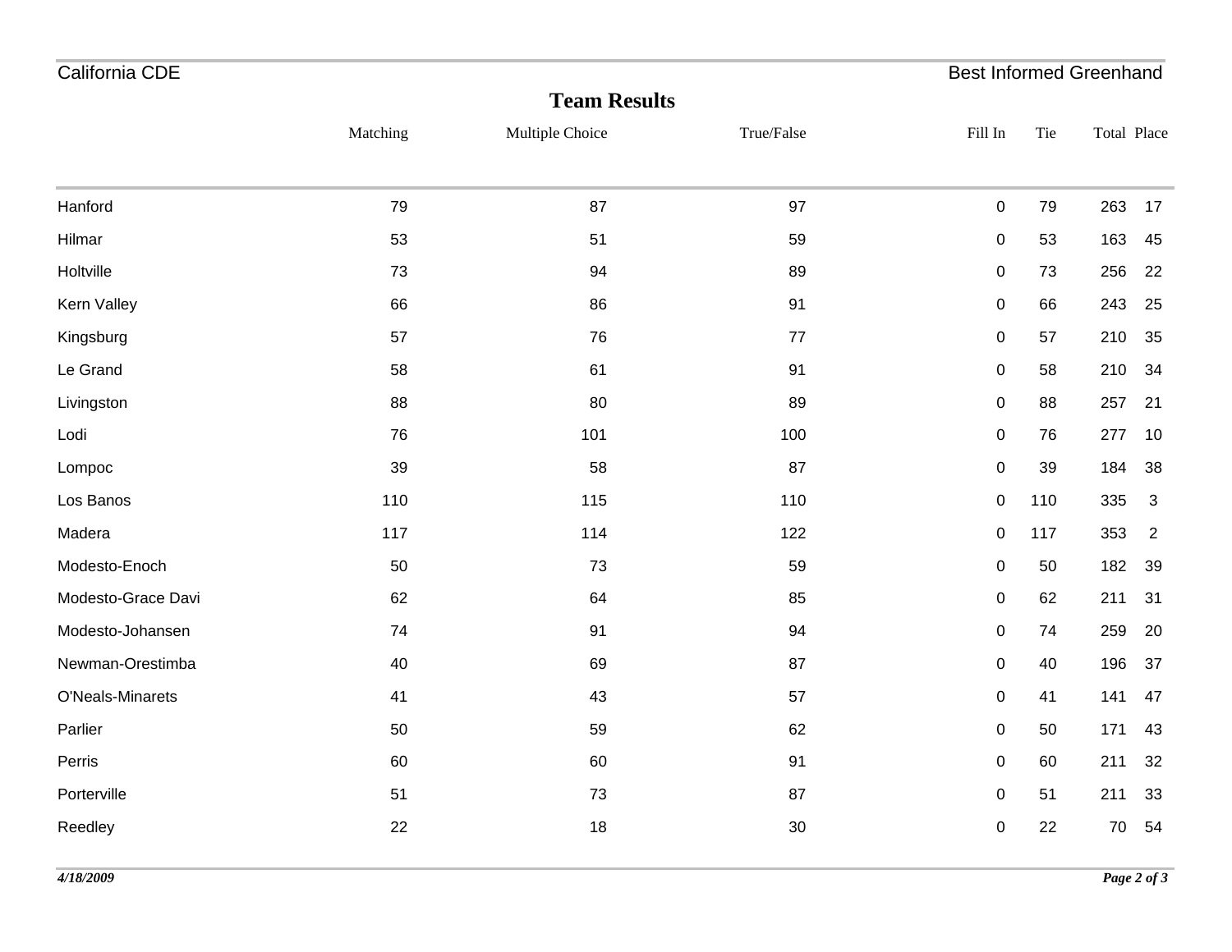## Team Results

| | Matching | Multiple Choice | True/False | Fill In | Tie | Total | Place |
|---|---|---|---|---|---|---|---|
| Hanford | 79 | 87 | 97 | 0 | 79 | 263 | 17 |
| Hilmar | 53 | 51 | 59 | 0 | 53 | 163 | 45 |
| Holtville | 73 | 94 | 89 | 0 | 73 | 256 | 22 |
| Kern Valley | 66 | 86 | 91 | 0 | 66 | 243 | 25 |
| Kingsburg | 57 | 76 | 77 | 0 | 57 | 210 | 35 |
| Le Grand | 58 | 61 | 91 | 0 | 58 | 210 | 34 |
| Livingston | 88 | 80 | 89 | 0 | 88 | 257 | 21 |
| Lodi | 76 | 101 | 100 | 0 | 76 | 277 | 10 |
| Lompoc | 39 | 58 | 87 | 0 | 39 | 184 | 38 |
| Los Banos | 110 | 115 | 110 | 0 | 110 | 335 | 3 |
| Madera | 117 | 114 | 122 | 0 | 117 | 353 | 2 |
| Modesto-Enoch | 50 | 73 | 59 | 0 | 50 | 182 | 39 |
| Modesto-Grace Davi | 62 | 64 | 85 | 0 | 62 | 211 | 31 |
| Modesto-Johansen | 74 | 91 | 94 | 0 | 74 | 259 | 20 |
| Newman-Orestimba | 40 | 69 | 87 | 0 | 40 | 196 | 37 |
| O'Neals-Minarets | 41 | 43 | 57 | 0 | 41 | 141 | 47 |
| Parlier | 50 | 59 | 62 | 0 | 50 | 171 | 43 |
| Perris | 60 | 60 | 91 | 0 | 60 | 211 | 32 |
| Porterville | 51 | 73 | 87 | 0 | 51 | 211 | 33 |
| Reedley | 22 | 18 | 30 | 0 | 22 | 70 | 54 |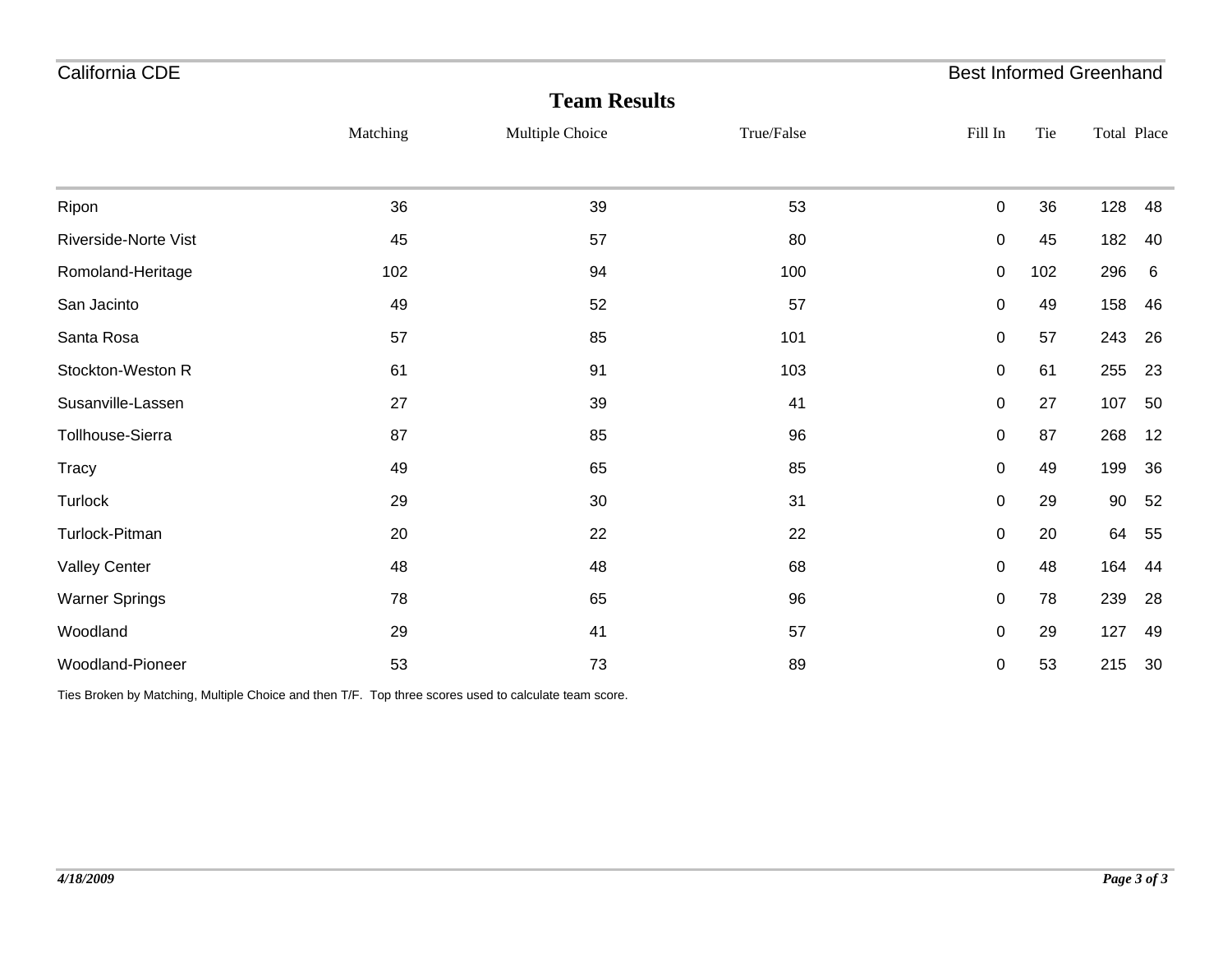California CDE — Best Informed Greenhand

## Team Results

| | Matching | Multiple Choice | True/False | Fill In | Tie | Total | Place |
|---|---|---|---|---|---|---|---|
| Ripon | 36 | 39 | 53 | 0 | 36 | 128 | 48 |
| Riverside-Norte Vist | 45 | 57 | 80 | 0 | 45 | 182 | 40 |
| Romoland-Heritage | 102 | 94 | 100 | 0 | 102 | 296 | 6 |
| San Jacinto | 49 | 52 | 57 | 0 | 49 | 158 | 46 |
| Santa Rosa | 57 | 85 | 101 | 0 | 57 | 243 | 26 |
| Stockton-Weston R | 61 | 91 | 103 | 0 | 61 | 255 | 23 |
| Susanville-Lassen | 27 | 39 | 41 | 0 | 27 | 107 | 50 |
| Tollhouse-Sierra | 87 | 85 | 96 | 0 | 87 | 268 | 12 |
| Tracy | 49 | 65 | 85 | 0 | 49 | 199 | 36 |
| Turlock | 29 | 30 | 31 | 0 | 29 | 90 | 52 |
| Turlock-Pitman | 20 | 22 | 22 | 0 | 20 | 64 | 55 |
| Valley Center | 48 | 48 | 68 | 0 | 48 | 164 | 44 |
| Warner Springs | 78 | 65 | 96 | 0 | 78 | 239 | 28 |
| Woodland | 29 | 41 | 57 | 0 | 29 | 127 | 49 |
| Woodland-Pioneer | 53 | 73 | 89 | 0 | 53 | 215 | 30 |

Ties Broken by Matching, Multiple Choice and then T/F. Top three scores used to calculate team score.

*4/18/2009*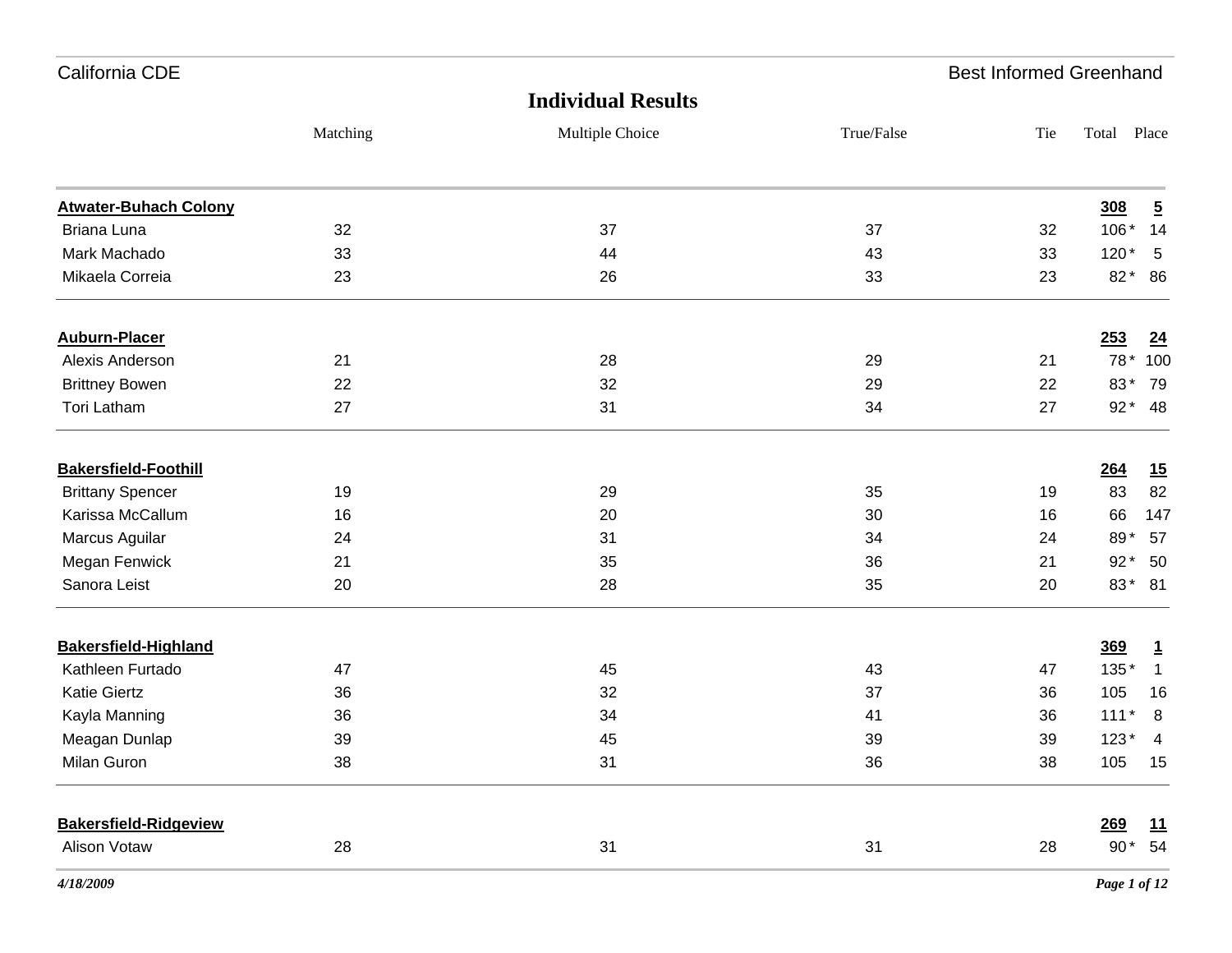California CDE — Best Informed Greenhand

## Individual Results

| | Matching | Multiple Choice | True/False | Tie | Total | Place |
|---|---|---|---|---|---|---|
| **Atwater-Buhach Colony** | | | | | **308** | **5** |
| Briana Luna | 32 | 37 | 37 | 32 | 106 * | 14 |
| Mark Machado | 33 | 44 | 43 | 33 | 120 * | 5 |
| Mikaela Correia | 23 | 26 | 33 | 23 | 82 * | 86 |
| **Auburn-Placer** | | | | | **253** | **24** |
| Alexis Anderson | 21 | 28 | 29 | 21 | 78 * | 100 |
| Brittney Bowen | 22 | 32 | 29 | 22 | 83 * | 79 |
| Tori Latham | 27 | 31 | 34 | 27 | 92 * | 48 |
| **Bakersfield-Foothill** | | | | | **264** | **15** |
| Brittany Spencer | 19 | 29 | 35 | 19 | 83 | 82 |
| Karissa McCallum | 16 | 20 | 30 | 16 | 66 | 147 |
| Marcus Aguilar | 24 | 31 | 34 | 24 | 89 * | 57 |
| Megan Fenwick | 21 | 35 | 36 | 21 | 92 * | 50 |
| Sanora Leist | 20 | 28 | 35 | 20 | 83 * | 81 |
| **Bakersfield-Highland** | | | | | **369** | **1** |
| Kathleen Furtado | 47 | 45 | 43 | 47 | 135 * | 1 |
| Katie Giertz | 36 | 32 | 37 | 36 | 105 | 16 |
| Kayla Manning | 36 | 34 | 41 | 36 | 111 * | 8 |
| Meagan Dunlap | 39 | 45 | 39 | 39 | 123 * | 4 |
| Milan Guron | 38 | 31 | 36 | 38 | 105 | 15 |
| **Bakersfield-Ridgeview** | | | | | **269** | **11** |
| Alison Votaw | 28 | 31 | 31 | 28 | 90 * | 54 |

*4/18/2009*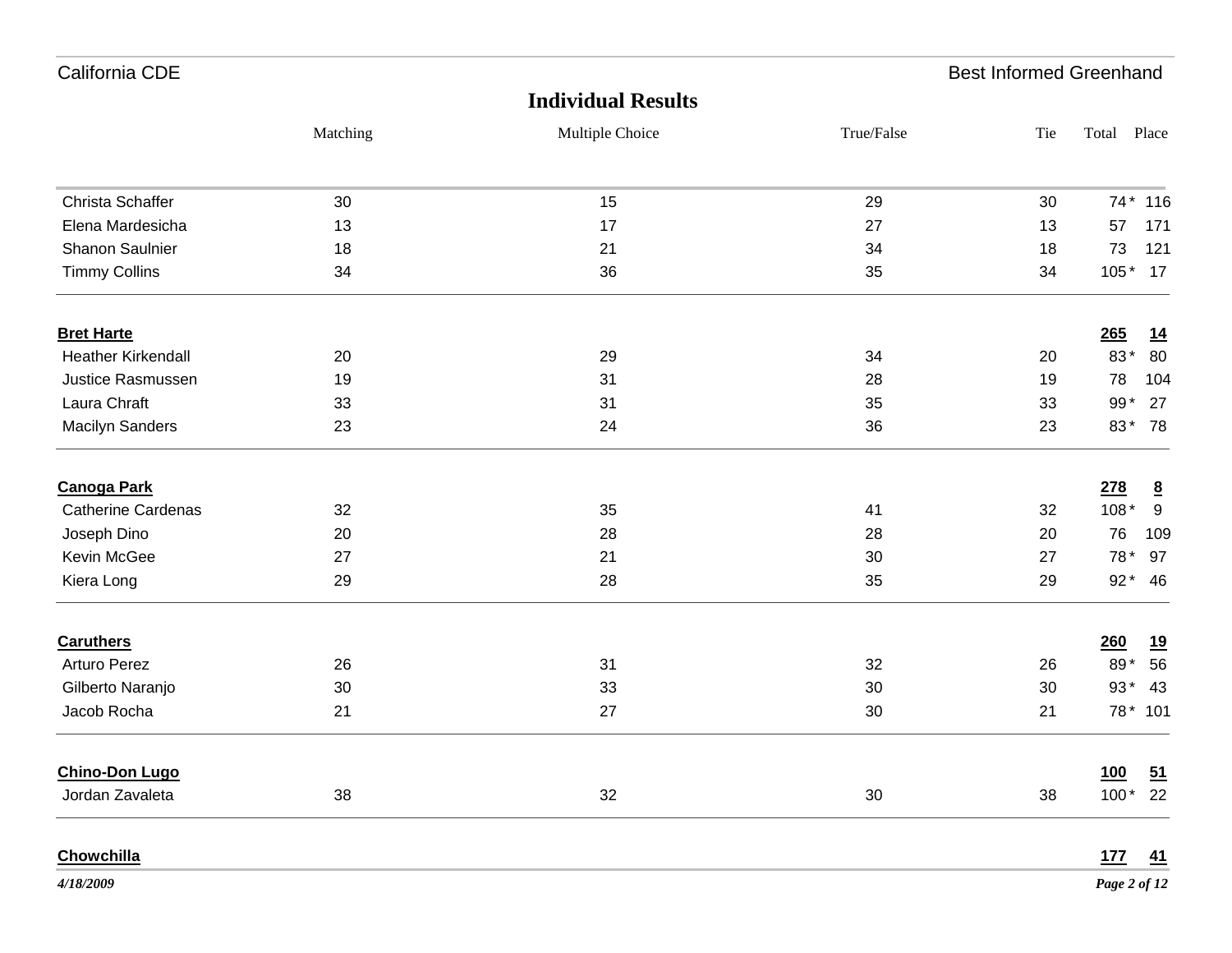## Individual Results

| | Matching | Multiple Choice | True/False | Tie | Total | Place |
|---|---|---|---|---|---|---|
| Christa Schaffer | 30 | 15 | 29 | 30 | 74 * | 116 |
| Elena Mardesicha | 13 | 17 | 27 | 13 | 57 | 171 |
| Shanon Saulnier | 18 | 21 | 34 | 18 | 73 | 121 |
| Timmy Collins | 34 | 36 | 35 | 34 | 105 * | 17 |
| **Bret Harte** | | | | | **265** | **14** |
| Heather Kirkendall | 20 | 29 | 34 | 20 | 83 * | 80 |
| Justice Rasmussen | 19 | 31 | 28 | 19 | 78 | 104 |
| Laura Chraft | 33 | 31 | 35 | 33 | 99 * | 27 |
| Macilyn Sanders | 23 | 24 | 36 | 23 | 83 * | 78 |
| **Canoga Park** | | | | | **278** | **8** |
| Catherine Cardenas | 32 | 35 | 41 | 32 | 108 * | 9 |
| Joseph Dino | 20 | 28 | 28 | 20 | 76 | 109 |
| Kevin McGee | 27 | 21 | 30 | 27 | 78 * | 97 |
| Kiera Long | 29 | 28 | 35 | 29 | 92 * | 46 |
| **Caruthers** | | | | | **260** | **19** |
| Arturo Perez | 26 | 31 | 32 | 26 | 89 * | 56 |
| Gilberto Naranjo | 30 | 33 | 30 | 30 | 93 * | 43 |
| Jacob Rocha | 21 | 27 | 30 | 21 | 78 * | 101 |
| **Chino-Don Lugo** | | | | | **100** | **51** |
| Jordan Zavaleta | 38 | 32 | 30 | 38 | 100 * | 22 |
| **Chowchilla** | | | | | **177** | **41** |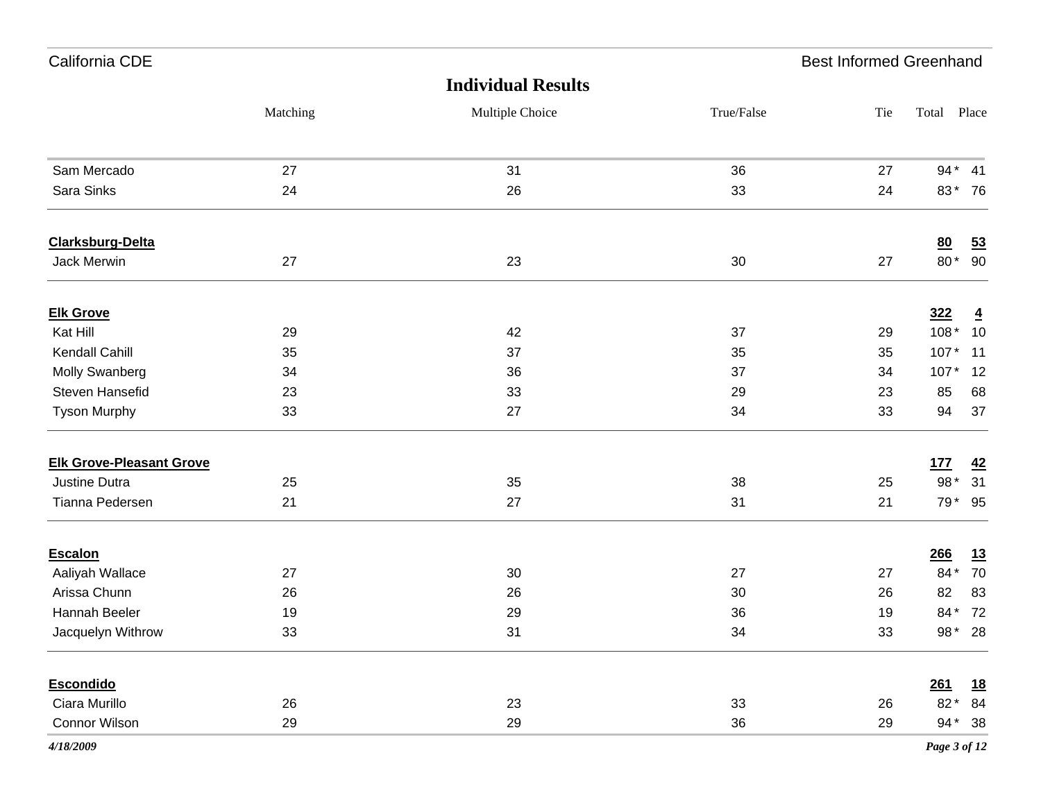## Individual Results

| | Matching | Multiple Choice | True/False | Tie | Total | Place |
|---|---|---|---|---|---|---|
| Sam Mercado | 27 | 31 | 36 | 27 | 94 * | 41 |
| Sara Sinks | 24 | 26 | 33 | 24 | 83 * | 76 |
| **Clarksburg-Delta** | | | | | **80** | **53** |
| Jack Merwin | 27 | 23 | 30 | 27 | 80 * | 90 |
| **Elk Grove** | | | | | **322** | **4** |
| Kat Hill | 29 | 42 | 37 | 29 | 108 * | 10 |
| Kendall Cahill | 35 | 37 | 35 | 35 | 107 * | 11 |
| Molly Swanberg | 34 | 36 | 37 | 34 | 107 * | 12 |
| Steven Hansefid | 23 | 33 | 29 | 23 | 85 | 68 |
| Tyson Murphy | 33 | 27 | 34 | 33 | 94 | 37 |
| **Elk Grove-Pleasant Grove** | | | | | **177** | **42** |
| Justine Dutra | 25 | 35 | 38 | 25 | 98 * | 31 |
| Tianna Pedersen | 21 | 27 | 31 | 21 | 79 * | 95 |
| **Escalon** | | | | | **266** | **13** |
| Aaliyah Wallace | 27 | 30 | 27 | 27 | 84 * | 70 |
| Arissa Chunn | 26 | 26 | 30 | 26 | 82 | 83 |
| Hannah Beeler | 19 | 29 | 36 | 19 | 84 * | 72 |
| Jacquelyn Withrow | 33 | 31 | 34 | 33 | 98 * | 28 |
| **Escondido** | | | | | **261** | **18** |
| Ciara Murillo | 26 | 23 | 33 | 26 | 82 * | 84 |
| Connor Wilson | 29 | 29 | 36 | 29 | 94 * | 38 |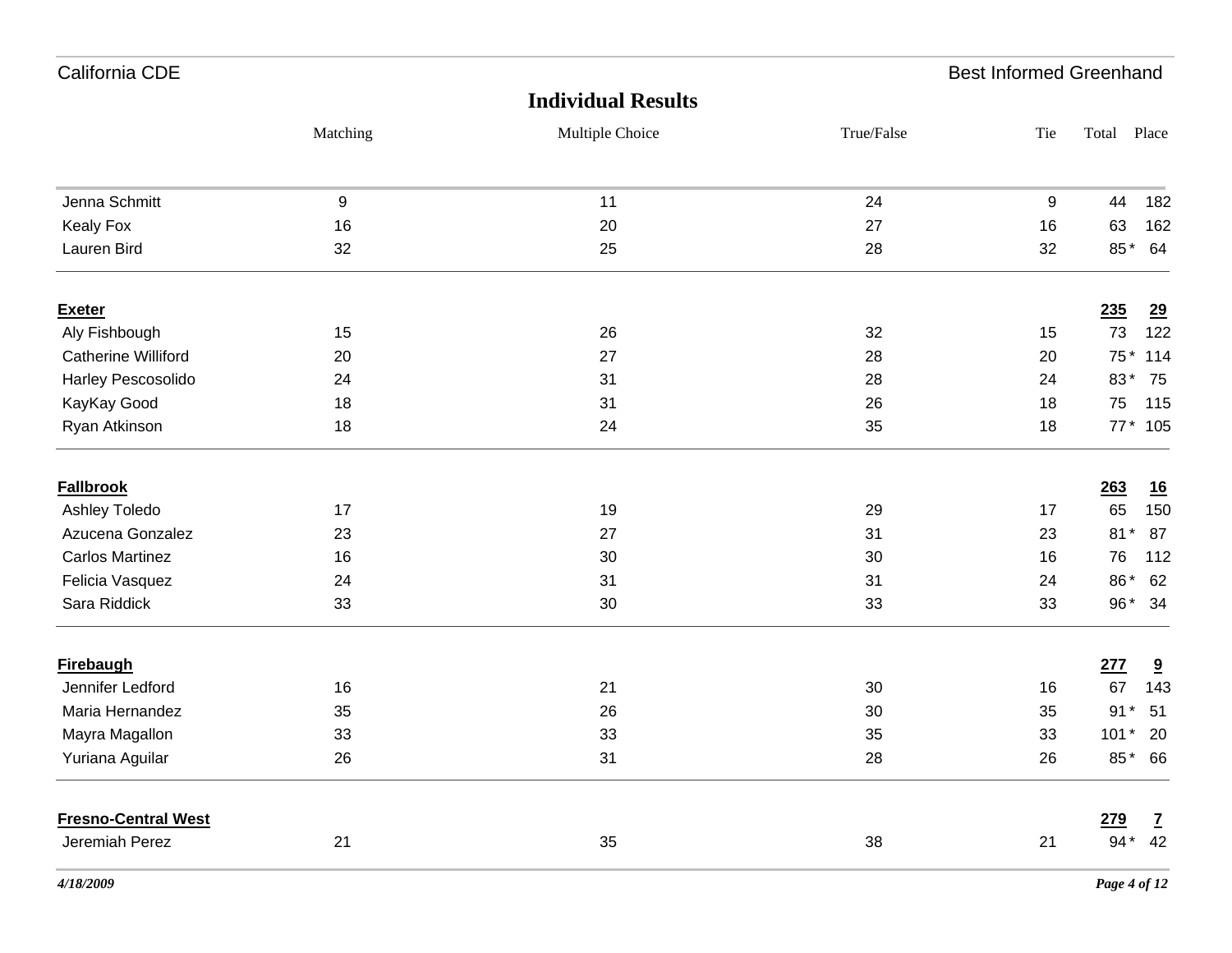California CDE — Best Informed Greenhand

## Individual Results

| | Matching | Multiple Choice | True/False | Tie | Total | Place |
|---|---|---|---|---|---|---|
| Jenna Schmitt | 9 | 11 | 24 | 9 | 44 | 182 |
| Kealy Fox | 16 | 20 | 27 | 16 | 63 | 162 |
| Lauren Bird | 32 | 25 | 28 | 32 | 85 * | 64 |
| **Exeter** | | | | | **235** | **29** |
| Aly Fishbough | 15 | 26 | 32 | 15 | 73 | 122 |
| Catherine Williford | 20 | 27 | 28 | 20 | 75 * | 114 |
| Harley Pescosolido | 24 | 31 | 28 | 24 | 83 * | 75 |
| KayKay Good | 18 | 31 | 26 | 18 | 75 | 115 |
| Ryan Atkinson | 18 | 24 | 35 | 18 | 77 * | 105 |
| **Fallbrook** | | | | | **263** | **16** |
| Ashley Toledo | 17 | 19 | 29 | 17 | 65 | 150 |
| Azucena Gonzalez | 23 | 27 | 31 | 23 | 81 * | 87 |
| Carlos Martinez | 16 | 30 | 30 | 16 | 76 | 112 |
| Felicia Vasquez | 24 | 31 | 31 | 24 | 86 * | 62 |
| Sara Riddick | 33 | 30 | 33 | 33 | 96 * | 34 |
| **Firebaugh** | | | | | **277** | **9** |
| Jennifer Ledford | 16 | 21 | 30 | 16 | 67 | 143 |
| Maria Hernandez | 35 | 26 | 30 | 35 | 91 * | 51 |
| Mayra Magallon | 33 | 33 | 35 | 33 | 101 * | 20 |
| Yuriana Aguilar | 26 | 31 | 28 | 26 | 85 * | 66 |
| **Fresno-Central West** | | | | | **279** | **7** |
| Jeremiah Perez | 21 | 35 | 38 | 21 | 94 * | 42 |

*4/18/2009*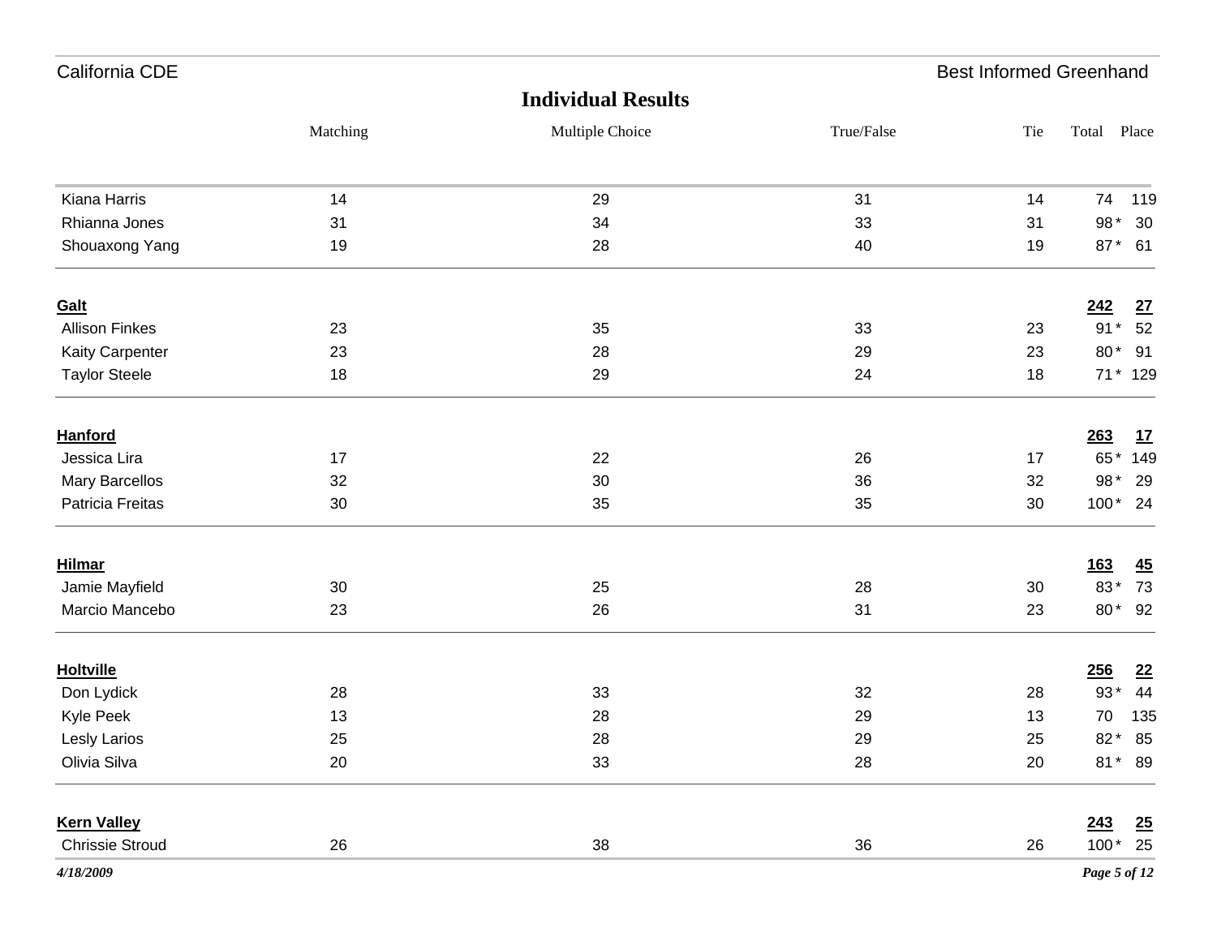California CDE — Best Informed Greenhand

## Individual Results

| | Matching | Multiple Choice | True/False | Tie | Total | Place |
|---|---|---|---|---|---|---|
| Kiana Harris | 14 | 29 | 31 | 14 | 74 | 119 |
| Rhianna Jones | 31 | 34 | 33 | 31 | 98 * | 30 |
| Shouaxong Yang | 19 | 28 | 40 | 19 | 87 * | 61 |
| **Galt** | | | | | **242** | **27** |
| Allison Finkes | 23 | 35 | 33 | 23 | 91 * | 52 |
| Kaity Carpenter | 23 | 28 | 29 | 23 | 80 * | 91 |
| Taylor Steele | 18 | 29 | 24 | 18 | 71 * | 129 |
| **Hanford** | | | | | **263** | **17** |
| Jessica Lira | 17 | 22 | 26 | 17 | 65 * | 149 |
| Mary Barcellos | 32 | 30 | 36 | 32 | 98 * | 29 |
| Patricia Freitas | 30 | 35 | 35 | 30 | 100 * | 24 |
| **Hilmar** | | | | | **163** | **45** |
| Jamie Mayfield | 30 | 25 | 28 | 30 | 83 * | 73 |
| Marcio Mancebo | 23 | 26 | 31 | 23 | 80 * | 92 |
| **Holtville** | | | | | **256** | **22** |
| Don Lydick | 28 | 33 | 32 | 28 | 93 * | 44 |
| Kyle Peek | 13 | 28 | 29 | 13 | 70 | 135 |
| Lesly Larios | 25 | 28 | 29 | 25 | 82 * | 85 |
| Olivia Silva | 20 | 33 | 28 | 20 | 81 * | 89 |
| **Kern Valley** | | | | | **243** | **25** |
| Chrissie Stroud | 26 | 38 | 36 | 26 | 100 * | 25 |

*4/18/2009*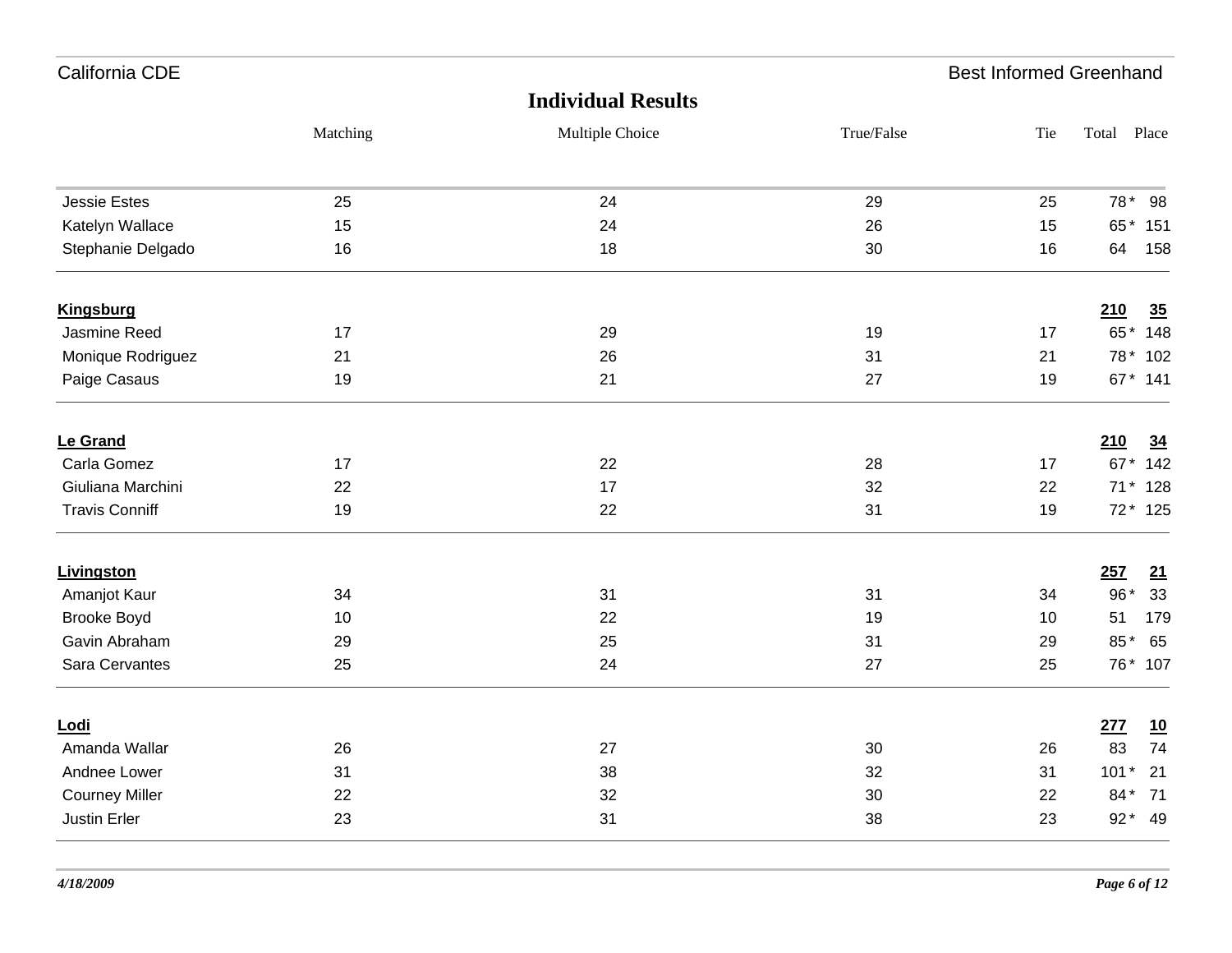California CDE — Best Informed Greenhand

## Individual Results

| | Matching | Multiple Choice | True/False | Tie | Total | Place |
|---|---|---|---|---|---|---|
| Jessie Estes | 25 | 24 | 29 | 25 | 78 * | 98 |
| Katelyn Wallace | 15 | 24 | 26 | 15 | 65 * | 151 |
| Stephanie Delgado | 16 | 18 | 30 | 16 | 64 | 158 |
| **Kingsburg** | | | | | **210** | **35** |
| Jasmine Reed | 17 | 29 | 19 | 17 | 65 * | 148 |
| Monique Rodriguez | 21 | 26 | 31 | 21 | 78 * | 102 |
| Paige Casaus | 19 | 21 | 27 | 19 | 67 * | 141 |
| **Le Grand** | | | | | **210** | **34** |
| Carla Gomez | 17 | 22 | 28 | 17 | 67 * | 142 |
| Giuliana Marchini | 22 | 17 | 32 | 22 | 71 * | 128 |
| Travis Conniff | 19 | 22 | 31 | 19 | 72 * | 125 |
| **Livingston** | | | | | **257** | **21** |
| Amanjot Kaur | 34 | 31 | 31 | 34 | 96 * | 33 |
| Brooke Boyd | 10 | 22 | 19 | 10 | 51 | 179 |
| Gavin Abraham | 29 | 25 | 31 | 29 | 85 * | 65 |
| Sara Cervantes | 25 | 24 | 27 | 25 | 76 * | 107 |
| **Lodi** | | | | | **277** | **10** |
| Amanda Wallar | 26 | 27 | 30 | 26 | 83 | 74 |
| Andnee Lower | 31 | 38 | 32 | 31 | 101 * | 21 |
| Courney Miller | 22 | 32 | 30 | 22 | 84 * | 71 |
| Justin Erler | 23 | 31 | 38 | 23 | 92 * | 49 |

4/18/2009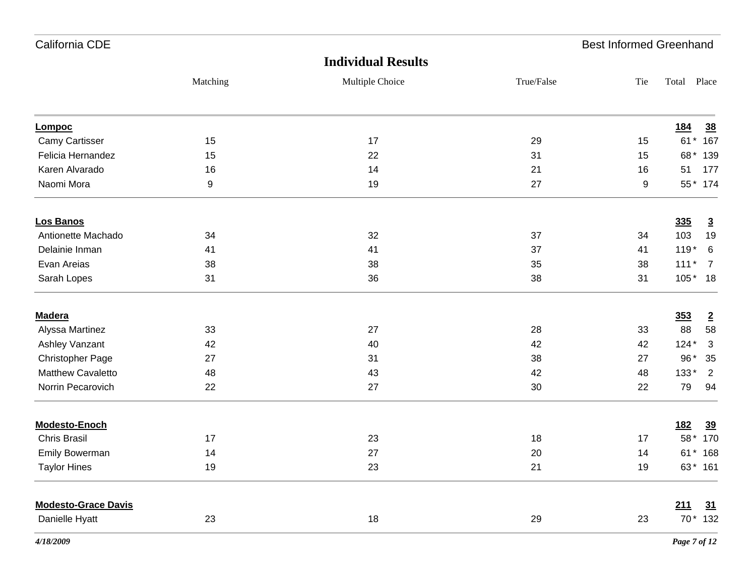# Individual Results

California CDE — Best Informed Greenhand

| | Matching | Multiple Choice | True/False | Tie | Total | Place |
|---|---|---|---|---|---|---|
| **Lompoc** | | | | | **184** | **38** |
| Camy Cartisser | 15 | 17 | 29 | 15 | 61 * | 167 |
| Felicia Hernandez | 15 | 22 | 31 | 15 | 68 * | 139 |
| Karen Alvarado | 16 | 14 | 21 | 16 | 51 | 177 |
| Naomi Mora | 9 | 19 | 27 | 9 | 55 * | 174 |
| **Los Banos** | | | | | **335** | **3** |
| Antionette Machado | 34 | 32 | 37 | 34 | 103 | 19 |
| Delainie Inman | 41 | 41 | 37 | 41 | 119 * | 6 |
| Evan Areias | 38 | 38 | 35 | 38 | 111 * | 7 |
| Sarah Lopes | 31 | 36 | 38 | 31 | 105 * | 18 |
| **Madera** | | | | | **353** | **2** |
| Alyssa Martinez | 33 | 27 | 28 | 33 | 88 | 58 |
| Ashley Vanzant | 42 | 40 | 42 | 42 | 124 * | 3 |
| Christopher Page | 27 | 31 | 38 | 27 | 96 * | 35 |
| Matthew Cavaletto | 48 | 43 | 42 | 48 | 133 * | 2 |
| Norrin Pecarovich | 22 | 27 | 30 | 22 | 79 | 94 |
| **Modesto-Enoch** | | | | | **182** | **39** |
| Chris Brasil | 17 | 23 | 18 | 17 | 58 * | 170 |
| Emily Bowerman | 14 | 27 | 20 | 14 | 61 * | 168 |
| Taylor Hines | 19 | 23 | 21 | 19 | 63 * | 161 |
| **Modesto-Grace Davis** | | | | | **211** | **31** |
| Danielle Hyatt | 23 | 18 | 29 | 23 | 70 * | 132 |

*4/18/2009*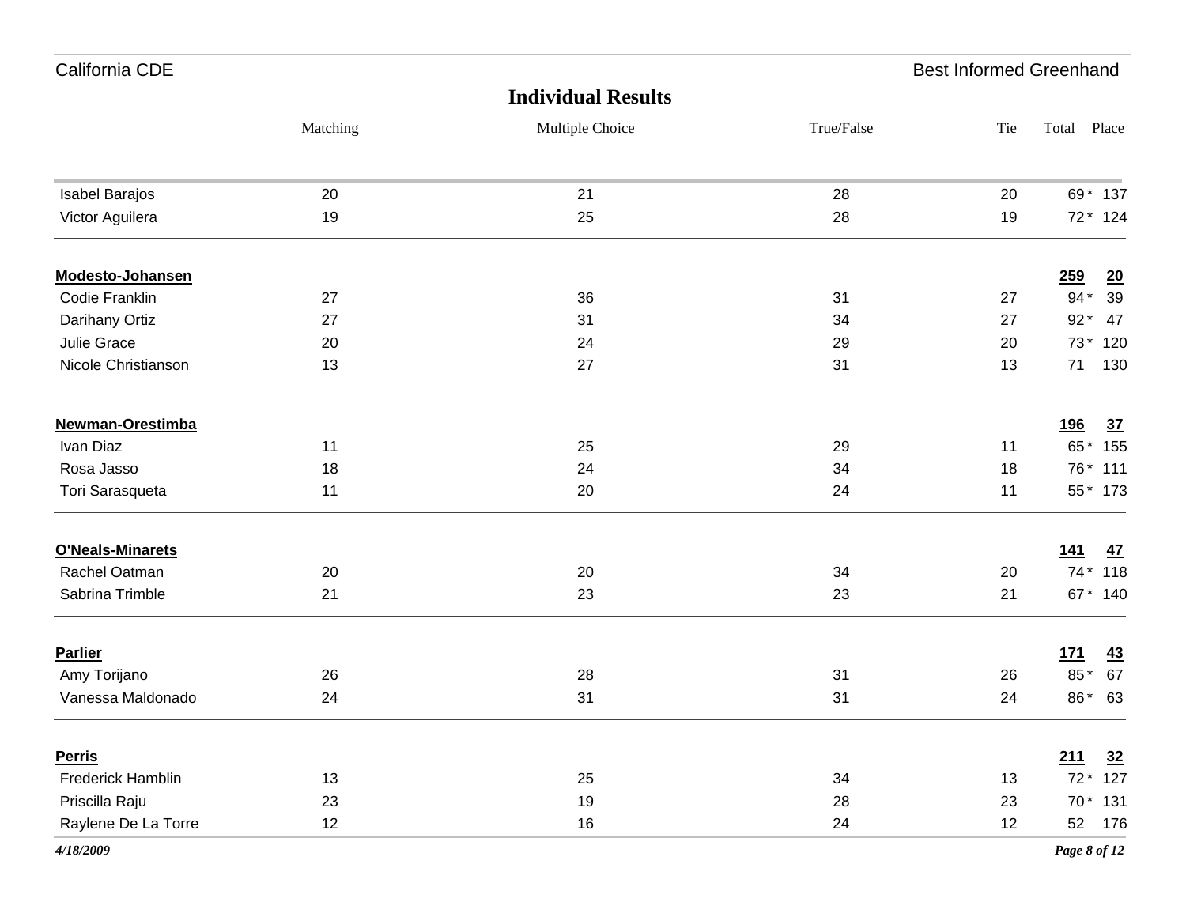## Individual Results

| | Matching | Multiple Choice | True/False | Tie | Total | Place |
|---|---|---|---|---|---|---|
| Isabel Barajos | 20 | 21 | 28 | 20 | 69 * | 137 |
| Victor Aguilera | 19 | 25 | 28 | 19 | 72 * | 124 |
| **Modesto-Johansen** | | | | | **259** | **20** |
| Codie Franklin | 27 | 36 | 31 | 27 | 94 * | 39 |
| Darihany Ortiz | 27 | 31 | 34 | 27 | 92 * | 47 |
| Julie Grace | 20 | 24 | 29 | 20 | 73 * | 120 |
| Nicole Christianson | 13 | 27 | 31 | 13 | 71 | 130 |
| **Newman-Orestimba** | | | | | **196** | **37** |
| Ivan Diaz | 11 | 25 | 29 | 11 | 65 * | 155 |
| Rosa Jasso | 18 | 24 | 34 | 18 | 76 * | 111 |
| Tori Sarasqueta | 11 | 20 | 24 | 11 | 55 * | 173 |
| **O'Neals-Minarets** | | | | | **141** | **47** |
| Rachel Oatman | 20 | 20 | 34 | 20 | 74 * | 118 |
| Sabrina Trimble | 21 | 23 | 23 | 21 | 67 * | 140 |
| **Parlier** | | | | | **171** | **43** |
| Amy Torijano | 26 | 28 | 31 | 26 | 85 * | 67 |
| Vanessa Maldonado | 24 | 31 | 31 | 24 | 86 * | 63 |
| **Perris** | | | | | **211** | **32** |
| Frederick Hamblin | 13 | 25 | 34 | 13 | 72 * | 127 |
| Priscilla Raju | 23 | 19 | 28 | 23 | 70 * | 131 |
| Raylene De La Torre | 12 | 16 | 24 | 12 | 52 | 176 |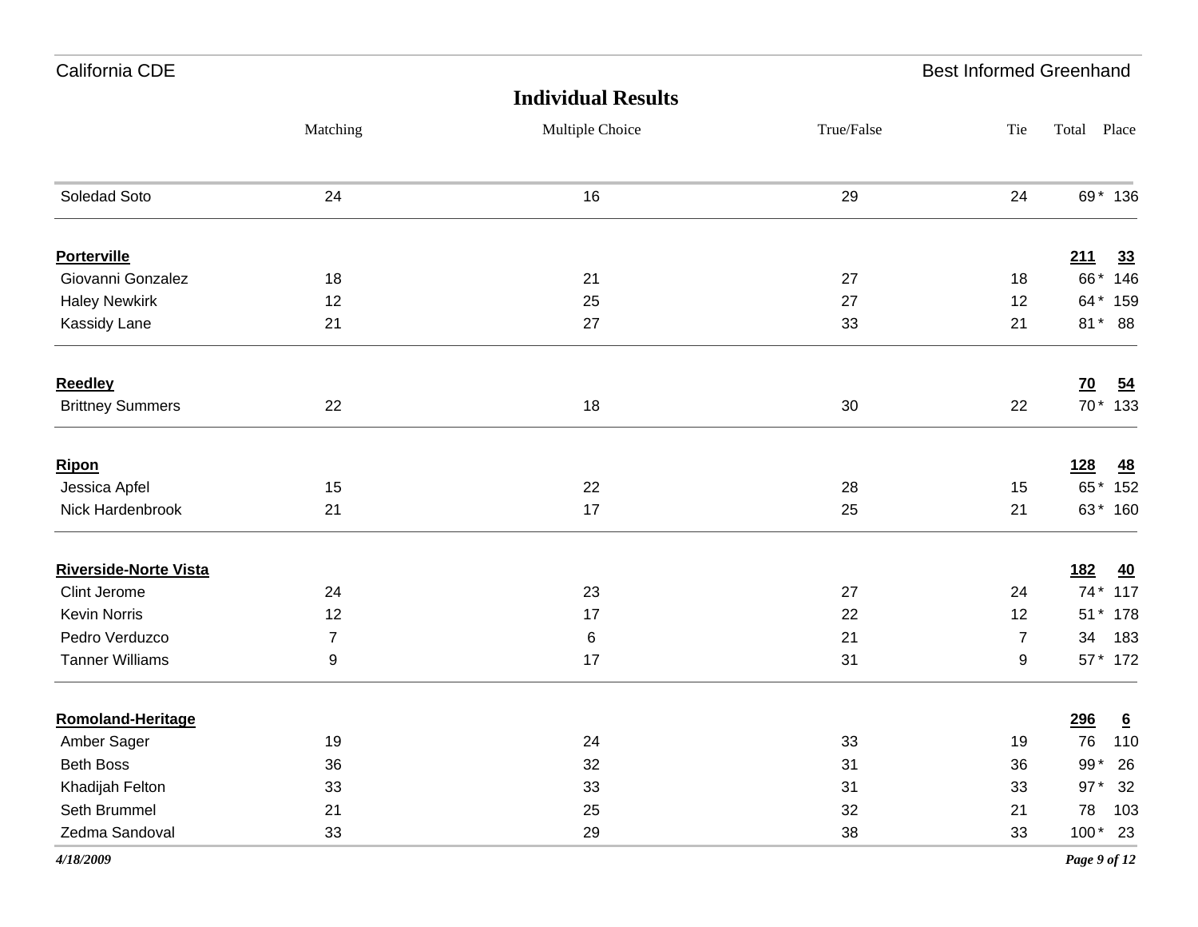California CDE — Best Informed Greenhand

## Individual Results

| | Matching | Multiple Choice | True/False | Tie | Total | Place |
|---|---|---|---|---|---|---|
| Soledad Soto | 24 | 16 | 29 | 24 | 69 * | 136 |
| **Porterville** | | | | | **211** | **33** |
| Giovanni Gonzalez | 18 | 21 | 27 | 18 | 66 * | 146 |
| Haley Newkirk | 12 | 25 | 27 | 12 | 64 * | 159 |
| Kassidy Lane | 21 | 27 | 33 | 21 | 81 * | 88 |
| **Reedley** | | | | | **70** | **54** |
| Brittney Summers | 22 | 18 | 30 | 22 | 70 * | 133 |
| **Ripon** | | | | | **128** | **48** |
| Jessica Apfel | 15 | 22 | 28 | 15 | 65 * | 152 |
| Nick Hardenbrook | 21 | 17 | 25 | 21 | 63 * | 160 |
| **Riverside-Norte Vista** | | | | | **182** | **40** |
| Clint Jerome | 24 | 23 | 27 | 24 | 74 * | 117 |
| Kevin Norris | 12 | 17 | 22 | 12 | 51 * | 178 |
| Pedro Verduzco | 7 | 6 | 21 | 7 | 34 | 183 |
| Tanner Williams | 9 | 17 | 31 | 9 | 57 * | 172 |
| **Romoland-Heritage** | | | | | **296** | **6** |
| Amber Sager | 19 | 24 | 33 | 19 | 76 | 110 |
| Beth Boss | 36 | 32 | 31 | 36 | 99 * | 26 |
| Khadijah Felton | 33 | 33 | 31 | 33 | 97 * | 32 |
| Seth Brummel | 21 | 25 | 32 | 21 | 78 | 103 |
| Zedma Sandoval | 33 | 29 | 38 | 33 | 100 * | 23 |

*4/18/2009*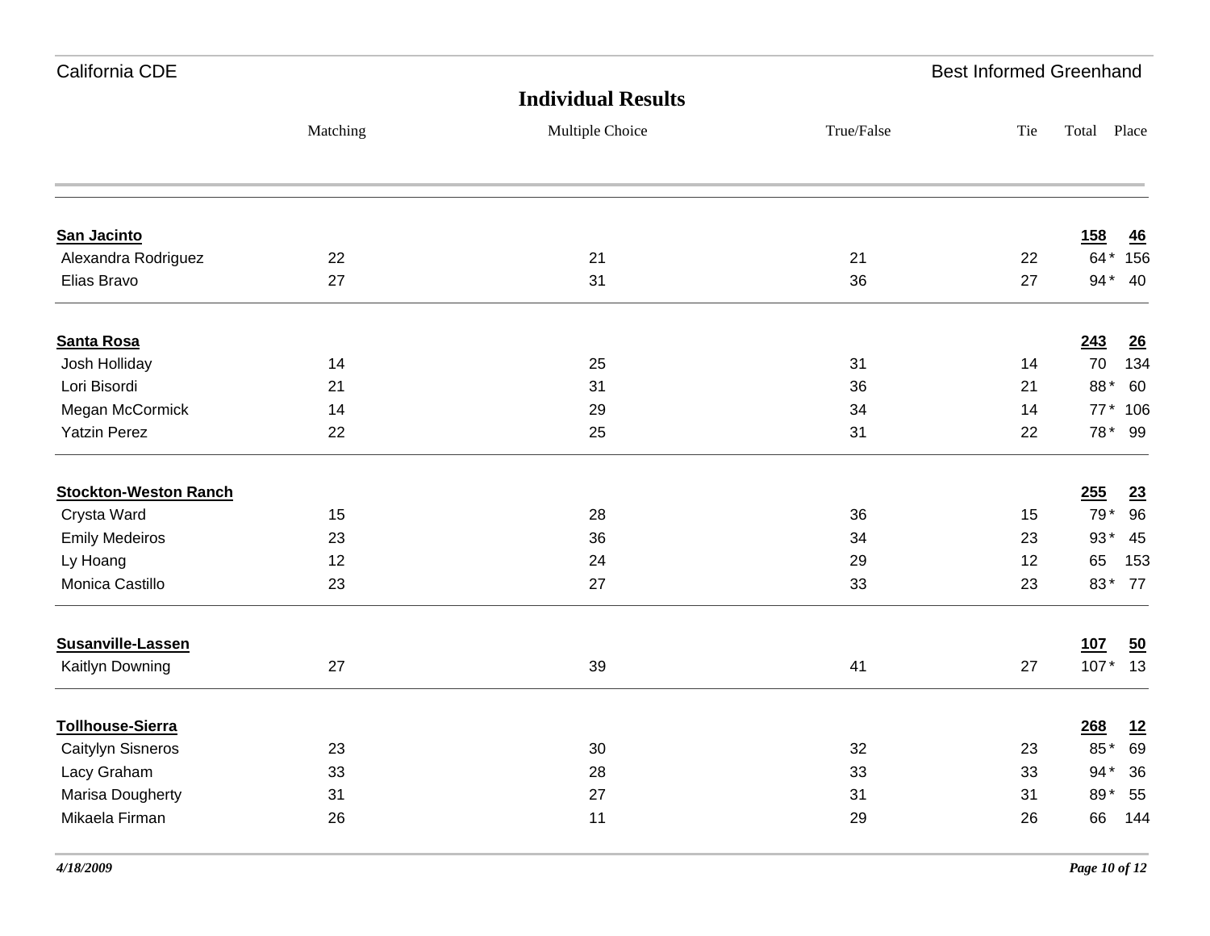## Individual Results

| | Matching | Multiple Choice | True/False | Tie | Total | Place |
|---|---|---|---|---|---|---|
| **San Jacinto** | | | | | **158** | **46** |
| Alexandra Rodriguez | 22 | 21 | 21 | 22 | 64 * | 156 |
| Elias Bravo | 27 | 31 | 36 | 27 | 94 * | 40 |
| **Santa Rosa** | | | | | **243** | **26** |
| Josh Holliday | 14 | 25 | 31 | 14 | 70 | 134 |
| Lori Bisordi | 21 | 31 | 36 | 21 | 88 * | 60 |
| Megan McCormick | 14 | 29 | 34 | 14 | 77 * | 106 |
| Yatzin Perez | 22 | 25 | 31 | 22 | 78 * | 99 |
| **Stockton-Weston Ranch** | | | | | **255** | **23** |
| Crysta Ward | 15 | 28 | 36 | 15 | 79 * | 96 |
| Emily Medeiros | 23 | 36 | 34 | 23 | 93 * | 45 |
| Ly Hoang | 12 | 24 | 29 | 12 | 65 | 153 |
| Monica Castillo | 23 | 27 | 33 | 23 | 83 * | 77 |
| **Susanville-Lassen** | | | | | **107** | **50** |
| Kaitlyn Downing | 27 | 39 | 41 | 27 | 107 * | 13 |
| **Tollhouse-Sierra** | | | | | **268** | **12** |
| Caitylyn Sisneros | 23 | 30 | 32 | 23 | 85 * | 69 |
| Lacy Graham | 33 | 28 | 33 | 33 | 94 * | 36 |
| Marisa Dougherty | 31 | 27 | 31 | 31 | 89 * | 55 |
| Mikaela Firman | 26 | 11 | 29 | 26 | 66 | 144 |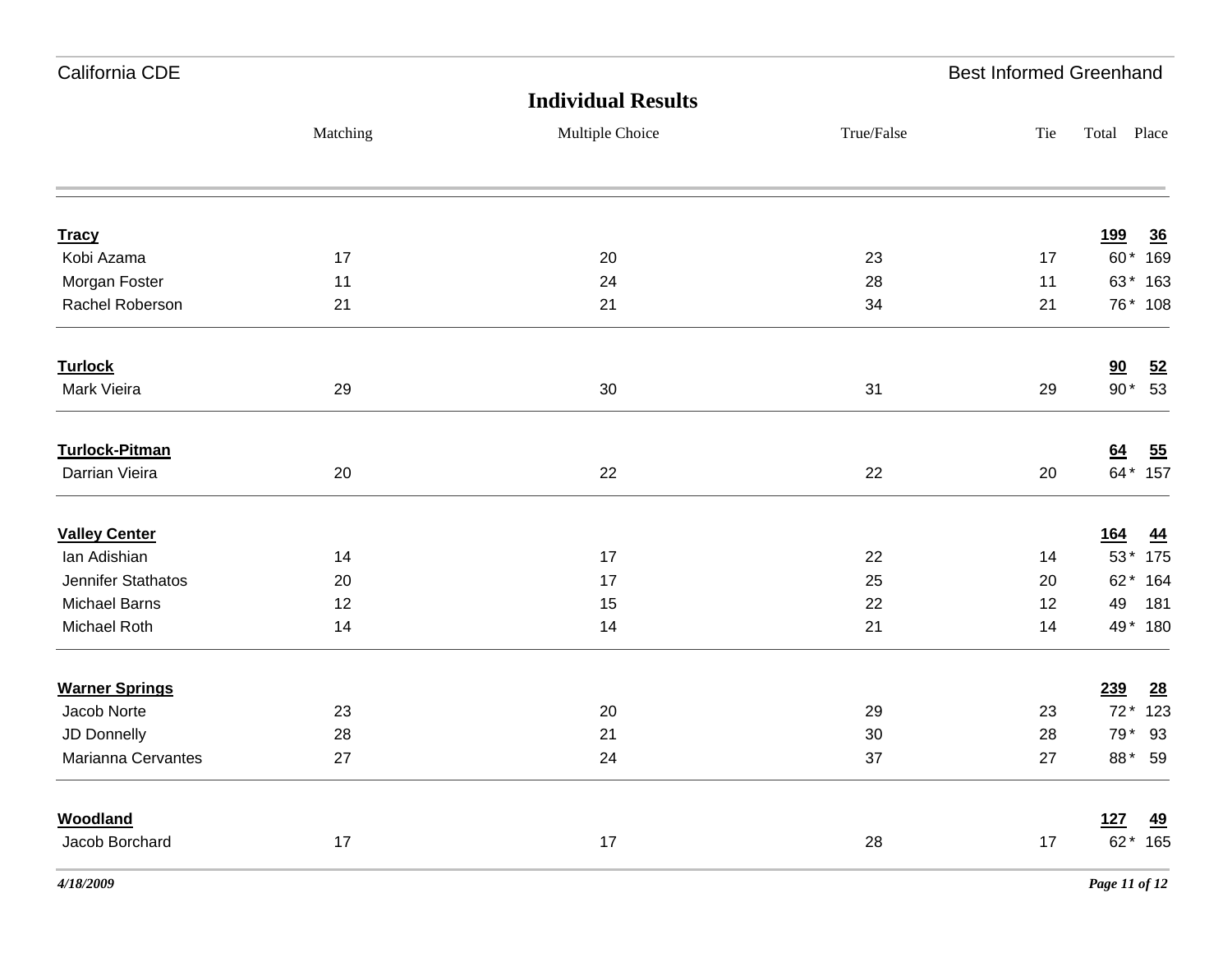## Individual Results

| | Matching | Multiple Choice | True/False | Tie | Total | Place |
|---|---|---|---|---|---|---|
| **Tracy** | | | | | **199** | **36** |
| Kobi Azama | 17 | 20 | 23 | 17 | 60 * | 169 |
| Morgan Foster | 11 | 24 | 28 | 11 | 63 * | 163 |
| Rachel Roberson | 21 | 21 | 34 | 21 | 76 * | 108 |
| **Turlock** | | | | | **90** | **52** |
| Mark Vieira | 29 | 30 | 31 | 29 | 90 * | 53 |
| **Turlock-Pitman** | | | | | **64** | **55** |
| Darrian Vieira | 20 | 22 | 22 | 20 | 64 * | 157 |
| **Valley Center** | | | | | **164** | **44** |
| Ian Adishian | 14 | 17 | 22 | 14 | 53 * | 175 |
| Jennifer Stathatos | 20 | 17 | 25 | 20 | 62 * | 164 |
| Michael Barns | 12 | 15 | 22 | 12 | 49 | 181 |
| Michael Roth | 14 | 14 | 21 | 14 | 49 * | 180 |
| **Warner Springs** | | | | | **239** | **28** |
| Jacob Norte | 23 | 20 | 29 | 23 | 72 * | 123 |
| JD Donnelly | 28 | 21 | 30 | 28 | 79 * | 93 |
| Marianna Cervantes | 27 | 24 | 37 | 27 | 88 * | 59 |
| **Woodland** | | | | | **127** | **49** |
| Jacob Borchard | 17 | 17 | 28 | 17 | 62 * | 165 |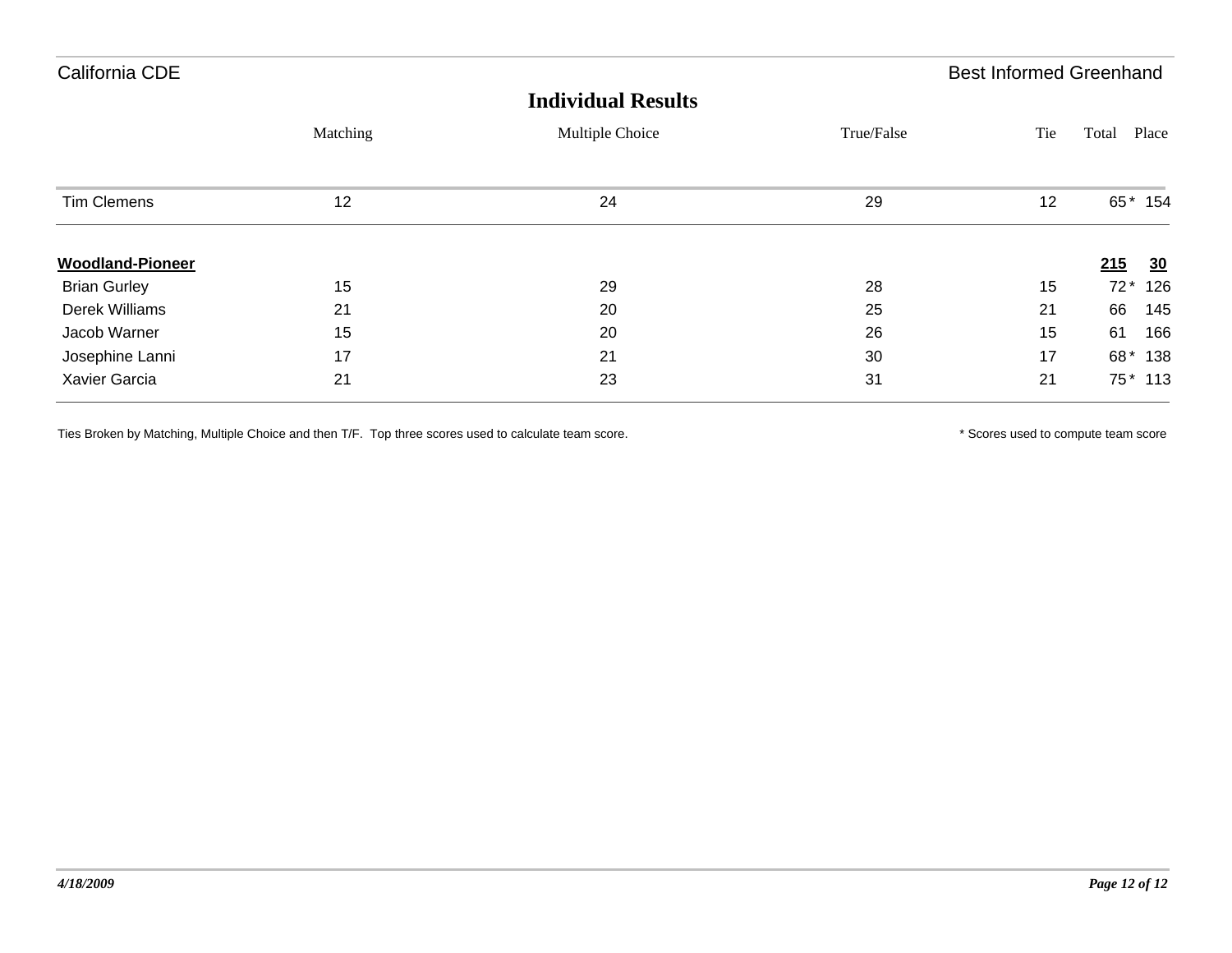## Individual Results

| | Matching | Multiple Choice | True/False | Tie | Total | Place |
|---|---|---|---|---|---|---|
| Tim Clemens | 12 | 24 | 29 | 12 | 65 * | 154 |
| **Woodland-Pioneer** | | | | | **215** | **30** |
| Brian Gurley | 15 | 29 | 28 | 15 | 72 * | 126 |
| Derek Williams | 21 | 20 | 25 | 21 | 66 | 145 |
| Jacob Warner | 15 | 20 | 26 | 15 | 61 | 166 |
| Josephine Lanni | 17 | 21 | 30 | 17 | 68 * | 138 |
| Xavier Garcia | 21 | 23 | 31 | 21 | 75 * | 113 |

Ties Broken by Matching, Multiple Choice and then T/F. Top three scores used to calculate team score.

\* Scores used to compute team score